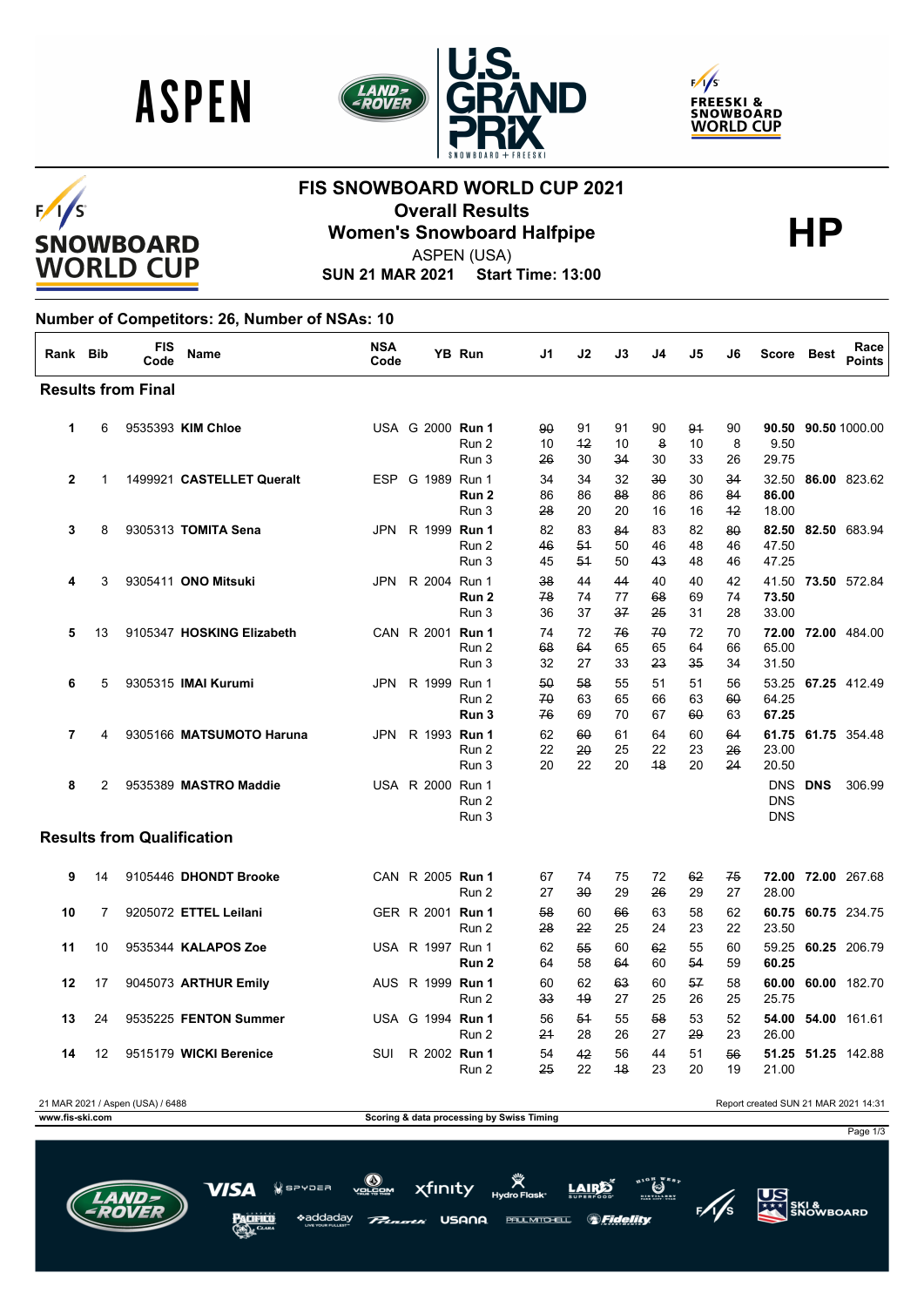# FIS SNOWBOARD WORLD CUP 2021

## Overall Results

## Women's Snowboard Halfpipe

**HP**

ASPEN (USA)

**SUN 21 MAR 2021 Start Time: 13:00**

### Number of Competitors: 26, Number of NSAs: 10

| Rank | Bib | FIS Code | Name | NSA Code | | YB | Run | J1 | J2 | J3 | J4 | J5 | J6 | Score | Best | Race Points |
|---|---|---|---|---|---|---|---|---|---|---|---|---|---|---|---|---|
| **Results from Final** | | | | | | | | | | | | | | | | |
| **1** | 6 | 9535393 | **KIM Chloe** | USA | G | 2000 | **Run 1** | ~~90~~ | 91 | 91 | 90 | ~~91~~ | 90 | **90.50** | **90.50** | 1000.00 |
| | | | | | | | Run 2 | 10 | ~~12~~ | 10 | ~~8~~ | 10 | 8 | 9.50 | | |
| | | | | | | | Run 3 | ~~26~~ | 30 | ~~34~~ | 30 | 33 | 26 | 29.75 | | |
| **2** | 1 | 1499921 | **CASTELLET Queralt** | ESP | G | 1989 | Run 1 | 34 | 34 | 32 | ~~30~~ | 30 | ~~34~~ | 32.50 | **86.00** | 823.62 |
| | | | | | | | **Run 2** | 86 | 86 | ~~88~~ | 86 | 86 | ~~84~~ | **86.00** | | |
| | | | | | | | Run 3 | ~~28~~ | 20 | 20 | 16 | 16 | ~~12~~ | 18.00 | | |
| **3** | 8 | 9305313 | **TOMITA Sena** | JPN | R | 1999 | **Run 1** | 82 | 83 | ~~84~~ | 83 | 82 | ~~80~~ | **82.50** | **82.50** | 683.94 |
| | | | | | | | Run 2 | ~~46~~ | ~~51~~ | 50 | 46 | 48 | 46 | 47.50 | | |
| | | | | | | | Run 3 | 45 | ~~51~~ | 50 | ~~43~~ | 48 | 46 | 47.25 | | |
| **4** | 3 | 9305411 | **ONO Mitsuki** | JPN | R | 2004 | Run 1 | ~~38~~ | 44 | ~~44~~ | 40 | 40 | 42 | 41.50 | **73.50** | 572.84 |
| | | | | | | | **Run 2** | ~~78~~ | 74 | 77 | ~~68~~ | 69 | 74 | **73.50** | | |
| | | | | | | | Run 3 | 36 | 37 | ~~37~~ | ~~25~~ | 31 | 28 | 33.00 | | |
| **5** | 13 | 9105347 | **HOSKING Elizabeth** | CAN | R | 2001 | **Run 1** | 74 | 72 | ~~76~~ | ~~70~~ | 72 | 70 | **72.00** | **72.00** | 484.00 |
| | | | | | | | Run 2 | ~~68~~ | ~~64~~ | 65 | 65 | 64 | 66 | 65.00 | | |
| | | | | | | | Run 3 | 32 | 27 | 33 | ~~23~~ | ~~35~~ | 34 | 31.50 | | |
| **6** | 5 | 9305315 | **IMAI Kurumi** | JPN | R | 1999 | Run 1 | ~~50~~ | ~~58~~ | 55 | 51 | 51 | 56 | 53.25 | **67.25** | 412.49 |
| | | | | | | | Run 2 | ~~70~~ | 63 | 65 | 66 | 63 | ~~60~~ | 64.25 | | |
| | | | | | | | **Run 3** | ~~76~~ | 69 | 70 | 67 | ~~60~~ | 63 | **67.25** | | |
| **7** | 4 | 9305166 | **MATSUMOTO Haruna** | JPN | R | 1993 | **Run 1** | 62 | ~~60~~ | 61 | 64 | 60 | ~~64~~ | **61.75** | **61.75** | 354.48 |
| | | | | | | | Run 2 | 22 | ~~20~~ | 25 | 22 | 23 | ~~26~~ | 23.00 | | |
| | | | | | | | Run 3 | 20 | 22 | 20 | ~~18~~ | 20 | ~~24~~ | 20.50 | | |
| **8** | 2 | 9535389 | **MASTRO Maddie** | USA | R | 2000 | Run 1 | | | | | | | DNS | **DNS** | 306.99 |
| | | | | | | | Run 2 | | | | | | | DNS | | |
| | | | | | | | Run 3 | | | | | | | DNS | | |
| **Results from Qualification** | | | | | | | | | | | | | | | | |
| **9** | 14 | 9105446 | **DHONDT Brooke** | CAN | R | 2005 | **Run 1** | 67 | 74 | 75 | 72 | ~~62~~ | ~~75~~ | **72.00** | **72.00** | 267.68 |
| | | | | | | | Run 2 | 27 | ~~30~~ | 29 | ~~26~~ | 29 | 27 | 28.00 | | |
| **10** | 7 | 9205072 | **ETTEL Leilani** | GER | R | 2001 | **Run 1** | ~~58~~ | 60 | ~~66~~ | 63 | 58 | 62 | **60.75** | **60.75** | 234.75 |
| | | | | | | | Run 2 | ~~28~~ | ~~22~~ | 25 | 24 | 23 | 22 | 23.50 | | |
| **11** | 10 | 9535344 | **KALAPOS Zoe** | USA | R | 1997 | Run 1 | 62 | ~~55~~ | 60 | ~~62~~ | 55 | 60 | 59.25 | **60.25** | 206.79 |
| | | | | | | | **Run 2** | 64 | 58 | ~~64~~ | 60 | ~~54~~ | 59 | **60.25** | | |
| **12** | 17 | 9045073 | **ARTHUR Emily** | AUS | R | 1999 | **Run 1** | 60 | 62 | ~~63~~ | 60 | ~~57~~ | 58 | **60.00** | **60.00** | 182.70 |
| | | | | | | | Run 2 | ~~33~~ | ~~19~~ | 27 | 25 | 26 | 25 | 25.75 | | |
| **13** | 24 | 9535225 | **FENTON Summer** | USA | G | 1994 | **Run 1** | 56 | ~~51~~ | 55 | ~~58~~ | 53 | 52 | **54.00** | **54.00** | 161.61 |
| | | | | | | | Run 2 | ~~21~~ | 28 | 26 | 27 | ~~29~~ | 23 | 26.00 | | |
| **14** | 12 | 9515179 | **WICKI Berenice** | SUI | R | 2002 | **Run 1** | 54 | ~~42~~ | 56 | 44 | 51 | ~~56~~ | **51.25** | **51.25** | 142.88 |
| | | | | | | | Run 2 | ~~25~~ | 22 | ~~18~~ | 23 | 20 | 19 | 21.00 | | |

21 MAR 2021 / Aspen (USA) / 6488 — Report created SUN 21 MAR 2021 14:31

www.fis-ski.com — Scoring & data processing by Swiss Timing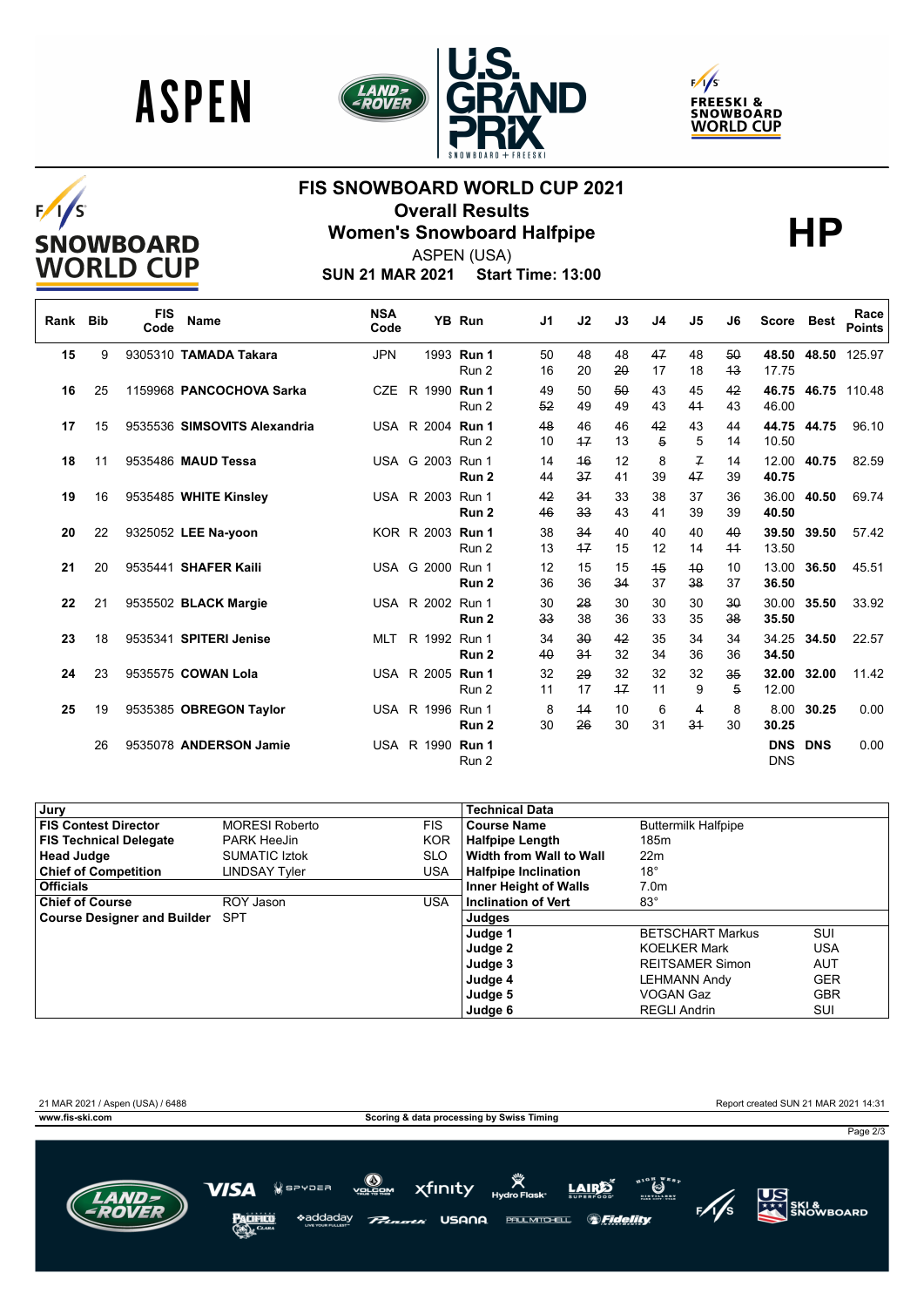# FIS SNOWBOARD WORLD CUP 2021

## Overall Results

## Women's Snowboard Halfpipe

**HP**

ASPEN (USA)

**SUN 21 MAR 2021 Start Time: 13:00**

| Rank | Bib | FIS Code | Name | NSA Code | | YB | Run | J1 | J2 | J3 | J4 | J5 | J6 | Score | Best | Race Points |
|---|---|---|---|---|---|---|---|---|---|---|---|---|---|---|---|---|
| 15 | 9 | 9305310 | **TAMADA Takara** | JPN | | 1993 | **Run 1** | 50 | 48 | 48 | ~~47~~ | 48 | ~~50~~ | **48.50** | **48.50** | 125.97 |
| | | | | | | | Run 2 | 16 | 20 | ~~20~~ | 17 | 18 | ~~13~~ | 17.75 | | |
| 16 | 25 | 1159968 | **PANCOCHOVA Sarka** | CZE | R | 1990 | **Run 1** | 49 | 50 | ~~50~~ | 43 | 45 | ~~42~~ | **46.75** | **46.75** | 110.48 |
| | | | | | | | Run 2 | ~~52~~ | 49 | 49 | 43 | ~~41~~ | 43 | 46.00 | | |
| 17 | 15 | 9535536 | **SIMSOVITS Alexandria** | USA | R | 2004 | **Run 1** | ~~48~~ | 46 | 46 | ~~42~~ | 43 | 44 | **44.75** | **44.75** | 96.10 |
| | | | | | | | Run 2 | 10 | ~~17~~ | 13 | ~~5~~ | 5 | 14 | 10.50 | | |
| 18 | 11 | 9535486 | **MAUD Tessa** | USA | G | 2003 | Run 1 | 14 | ~~16~~ | 12 | 8 | ~~7~~ | 14 | 12.00 | **40.75** | 82.59 |
| | | | | | | | **Run 2** | 44 | ~~37~~ | 41 | 39 | ~~47~~ | 39 | **40.75** | | |
| 19 | 16 | 9535485 | **WHITE Kinsley** | USA | R | 2003 | Run 1 | ~~42~~ | ~~31~~ | 33 | 38 | 37 | 36 | 36.00 | **40.50** | 69.74 |
| | | | | | | | **Run 2** | ~~46~~ | ~~33~~ | 43 | 41 | 39 | 39 | **40.50** | | |
| 20 | 22 | 9325052 | **LEE Na-yoon** | KOR | R | 2003 | **Run 1** | 38 | ~~34~~ | 40 | 40 | 40 | ~~40~~ | **39.50** | **39.50** | 57.42 |
| | | | | | | | Run 2 | 13 | ~~17~~ | 15 | 12 | 14 | ~~11~~ | 13.50 | | |
| 21 | 20 | 9535441 | **SHAFER Kaili** | USA | G | 2000 | Run 1 | 12 | 15 | 15 | ~~15~~ | ~~10~~ | 10 | 13.00 | **36.50** | 45.51 |
| | | | | | | | **Run 2** | 36 | 36 | ~~34~~ | 37 | ~~38~~ | 37 | **36.50** | | |
| 22 | 21 | 9535502 | **BLACK Margie** | USA | R | 2002 | Run 1 | 30 | ~~28~~ | 30 | 30 | 30 | ~~30~~ | 30.00 | **35.50** | 33.92 |
| | | | | | | | **Run 2** | ~~33~~ | 38 | 36 | 33 | 35 | ~~38~~ | **35.50** | | |
| 23 | 18 | 9535341 | **SPITERI Jenise** | MLT | R | 1992 | Run 1 | 34 | ~~30~~ | ~~42~~ | 35 | 34 | 34 | 34.25 | **34.50** | 22.57 |
| | | | | | | | **Run 2** | ~~40~~ | ~~31~~ | 32 | 34 | 36 | 36 | **34.50** | | |
| 24 | 23 | 9535575 | **COWAN Lola** | USA | R | 2005 | **Run 1** | 32 | ~~29~~ | 32 | 32 | 32 | ~~35~~ | **32.00** | **32.00** | 11.42 |
| | | | | | | | Run 2 | 11 | 17 | ~~17~~ | 11 | 9 | ~~5~~ | 12.00 | | |
| 25 | 19 | 9535385 | **OBREGON Taylor** | USA | R | 1996 | Run 1 | 8 | ~~14~~ | 10 | 6 | ~~4~~ | 8 | 8.00 | **30.25** | 0.00 |
| | | | | | | | **Run 2** | 30 | ~~26~~ | 30 | 31 | ~~31~~ | 30 | **30.25** | | |
| | 26 | 9535078 | **ANDERSON Jamie** | USA | R | 1990 | **Run 1** | | | | | | | **DNS** | **DNS** | 0.00 |
| | | | | | | | Run 2 | | | | | | | DNS | | |

| Jury | | |
|---|---|---|
| **FIS Contest Director** | MORESI Roberto | FIS |
| **FIS Technical Delegate** | PARK HeeJin | KOR |
| **Head Judge** | SUMATIC Iztok | SLO |
| **Chief of Competition** | LINDSAY Tyler | USA |
| **Officials** | | |
| **Chief of Course** | ROY Jason | USA |
| **Course Designer and Builder** | SPT | |

| Technical Data | | |
|---|---|---|
| **Course Name** | Buttermilk Halfpipe | |
| **Halfpipe Length** | 185m | |
| **Width from Wall to Wall** | 22m | |
| **Halfpipe Inclination** | 18° | |
| **Inner Height of Walls** | 7.0m | |
| **Inclination of Vert** | 83° | |
| **Judges** | | |
| **Judge 1** | BETSCHART Markus | SUI |
| **Judge 2** | KOELKER Mark | USA |
| **Judge 3** | REITSAMER Simon | AUT |
| **Judge 4** | LEHMANN Andy | GER |
| **Judge 5** | VOGAN Gaz | GBR |
| **Judge 6** | REGLI Andrin | SUI |

21 MAR 2021 / Aspen (USA) / 6488

Report created SUN 21 MAR 2021 14:31

www.fis-ski.com

Scoring & data processing by Swiss Timing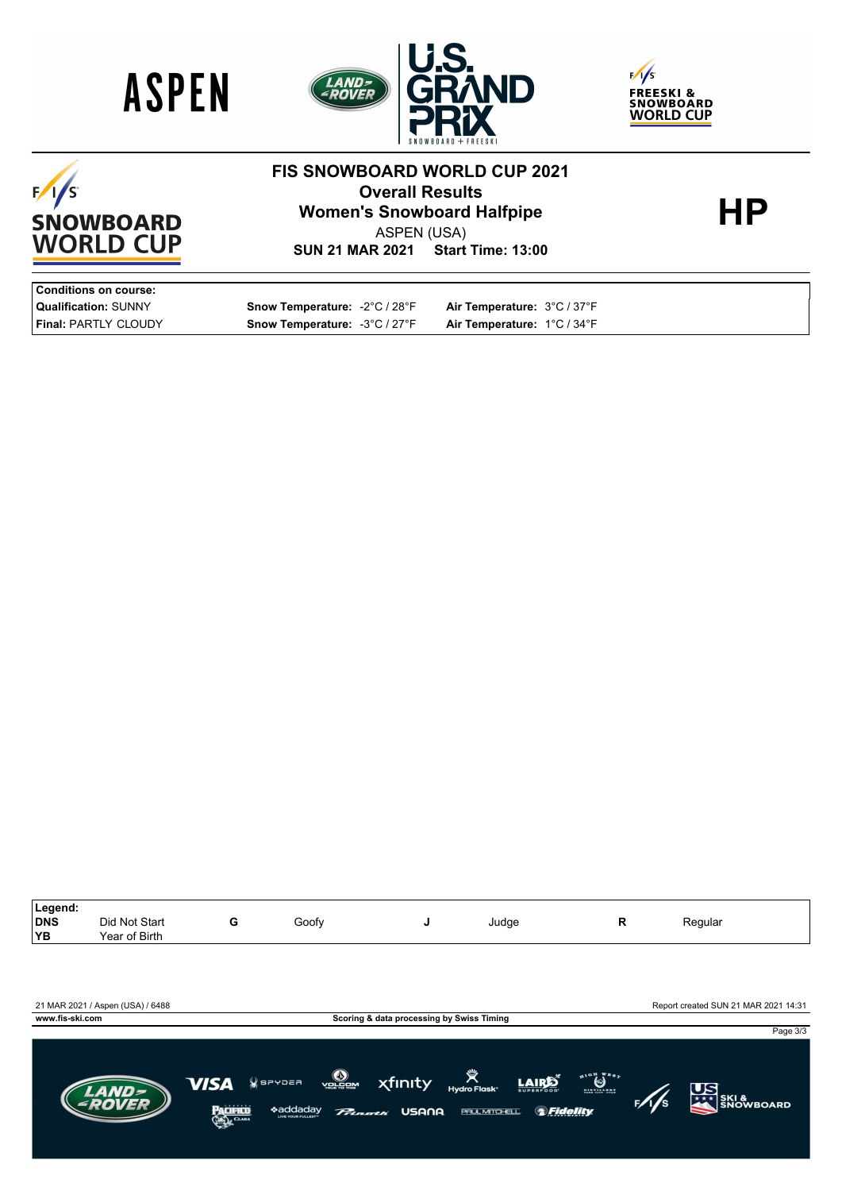# FIS SNOWBOARD WORLD CUP 2021

## Overall Results

## Women's Snowboard Halfpipe

ASPEN (USA)

**SUN 21 MAR 2021 Start Time: 13:00**

**HP**

| **Conditions on course:** | | |
|---|---|---|
| **Qualification:** SUNNY | **Snow Temperature:** -2°C / 28°F | **Air Temperature:** 3°C / 37°F |
| **Final:** PARTLY CLOUDY | **Snow Temperature:** -3°C / 27°F | **Air Temperature:** 1°C / 34°F |

| **Legend:** | | | | | | | |
|---|---|---|---|---|---|---|---|
| **DNS** | Did Not Start | **G** | Goofy | **J** | Judge | **R** | Regular |
| **YB** | Year of Birth | | | | | | |

21 MAR 2021 / Aspen (USA) / 6488

Report created SUN 21 MAR 2021 14:31

www.fis-ski.com

Scoring & data processing by Swiss Timing